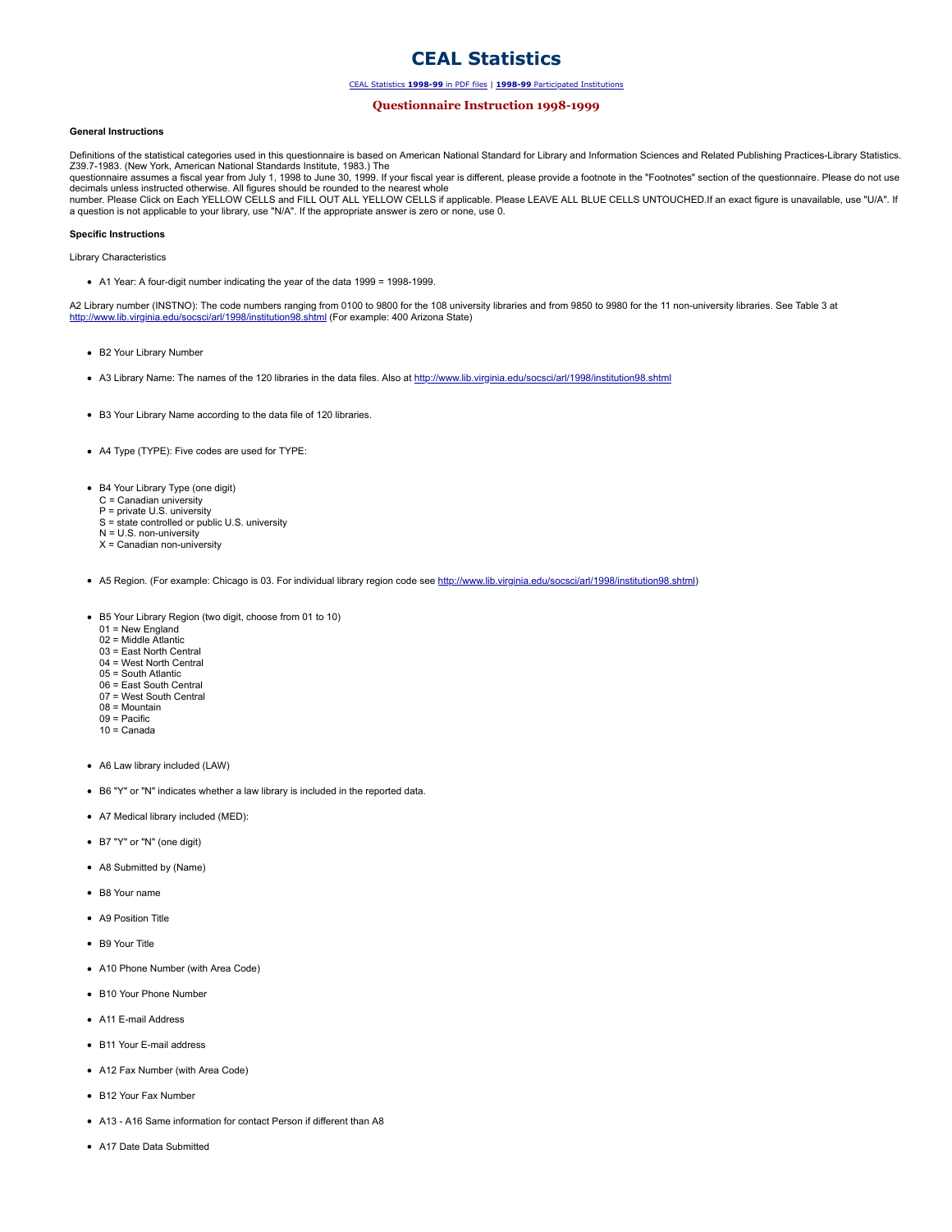# CEAL Statistics

CEAL Statistics **1998-99** in PDF files | **1998-99** Participated Institutions

## Questionnaire Instruction 1998-1999

**General Instructions**

Definitions of the statistical categories used in this questionnaire is based on American National Standard for Library and Information Sciences and Related Publishing Practices-Library Statistics. Z39.7-1983. (New York, American National Standards Institute, 1983.) The
questionnaire assumes a fiscal year from July 1, 1998 to June 30, 1999. If your fiscal year is different, please provide a footnote in the "Footnotes" section of the questionnaire. Please do not use decimals unless instructed otherwise. All figures should be rounded to the nearest whole
number. Please Click on Each YELLOW CELLS and FILL OUT ALL YELLOW CELLS if applicable. Please LEAVE ALL BLUE CELLS UNTOUCHED.If an exact figure is unavailable, use "U/A". If a question is not applicable to your library, use "N/A". If the appropriate answer is zero or none, use 0.

**Specific Instructions**

Library Characteristics

- A1 Year: A four-digit number indicating the year of the data 1999 = 1998-1999.

A2 Library number (INSTNO): The code numbers ranging from 0100 to 9800 for the 108 university libraries and from 9850 to 9980 for the 11 non-university libraries. See Table 3 at http://www.lib.virginia.edu/socsci/arl/1998/institution98.shtml (For example: 400 Arizona State)

- B2 Your Library Number
- A3 Library Name: The names of the 120 libraries in the data files. Also at http://www.lib.virginia.edu/socsci/arl/1998/institution98.shtml
- B3 Your Library Name according to the data file of 120 libraries.
- A4 Type (TYPE): Five codes are used for TYPE:
- B4 Your Library Type (one digit)
  C = Canadian university
  P = private U.S. university
  S = state controlled or public U.S. university
  N = U.S. non-university
  X = Canadian non-university
- A5 Region. (For example: Chicago is 03. For individual library region code see http://www.lib.virginia.edu/socsci/arl/1998/institution98.shtml)
- B5 Your Library Region (two digit, choose from 01 to 10)
  01 = New England
  02 = Middle Atlantic
  03 = East North Central
  04 = West North Central
  05 = South Atlantic
  06 = East South Central
  07 = West South Central
  08 = Mountain
  09 = Pacific
  10 = Canada
- A6 Law library included (LAW)
- B6 "Y" or "N" indicates whether a law library is included in the reported data.
- A7 Medical library included (MED):
- B7 "Y" or "N" (one digit)
- A8 Submitted by (Name)
- B8 Your name
- A9 Position Title
- B9 Your Title
- A10 Phone Number (with Area Code)
- B10 Your Phone Number
- A11 E-mail Address
- B11 Your E-mail address
- A12 Fax Number (with Area Code)
- B12 Your Fax Number
- A13 - A16 Same information for contact Person if different than A8
- A17 Date Data Submitted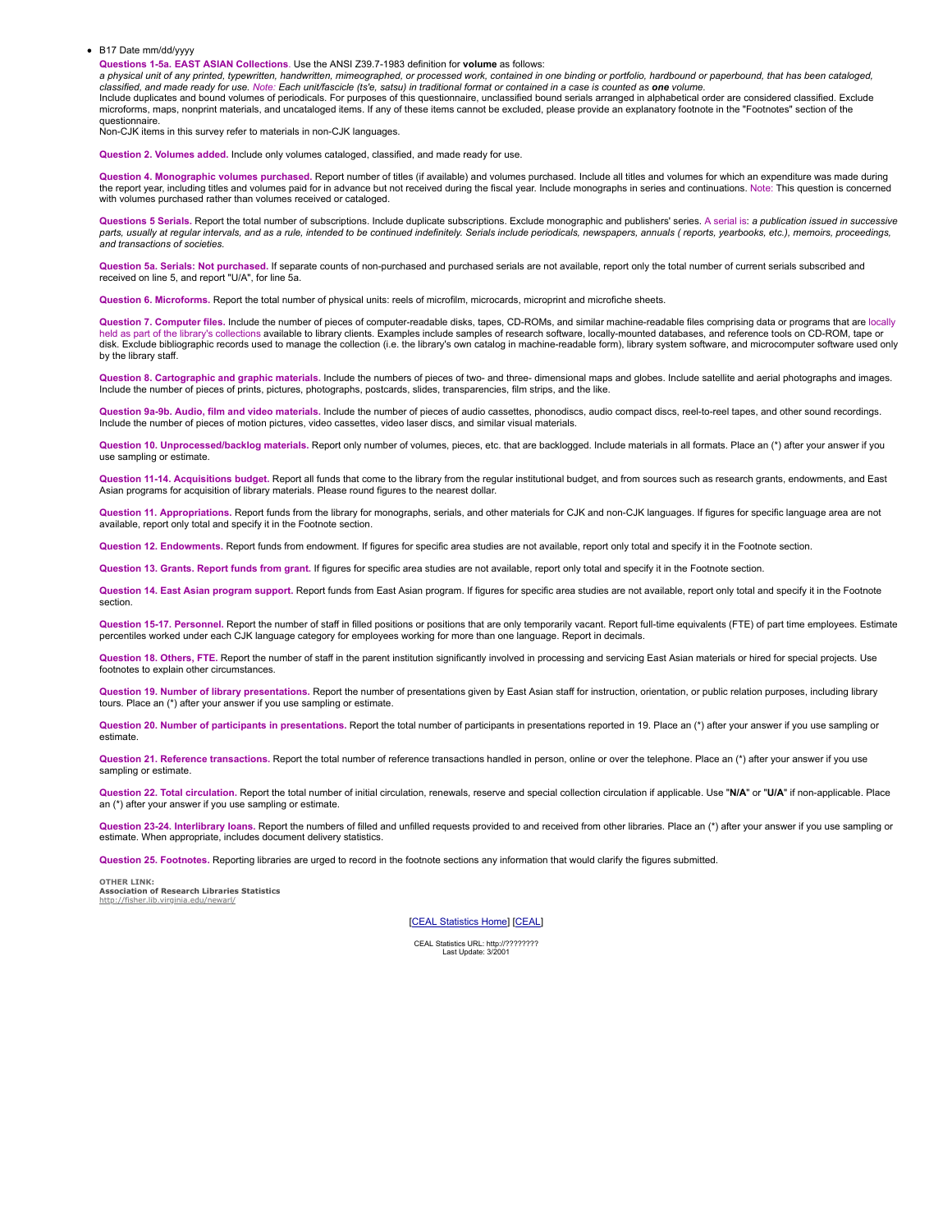- B17 Date mm/dd/yyyy

**Questions 1-5a. EAST ASIAN Collections**. Use the ANSI Z39.7-1983 definition for **volume** as follows:
*a physical unit of any printed, typewritten, handwritten, mimeographed, or processed work, contained in one binding or portfolio, hardbound or paperbound, that has been cataloged, classified, and made ready for use. Note: Each unit/fascicle (ts'e, satsu) in traditional format or contained in a case is counted as **one** volume.*
Include duplicates and bound volumes of periodicals. For purposes of this questionnaire, unclassified bound serials arranged in alphabetical order are considered classified. Exclude microforms, maps, nonprint materials, and uncataloged items. If any of these items cannot be excluded, please provide an explanatory footnote in the "Footnotes" section of the questionnaire.
Non-CJK items in this survey refer to materials in non-CJK languages.

**Question 2. Volumes added.** Include only volumes cataloged, classified, and made ready for use.

**Question 4. Monographic volumes purchased.** Report number of titles (if available) and volumes purchased. Include all titles and volumes for which an expenditure was made during the report year, including titles and volumes paid for in advance but not received during the fiscal year. Include monographs in series and continuations. Note: This question is concerned with volumes purchased rather than volumes received or cataloged.

**Questions 5 Serials.** Report the total number of subscriptions. Include duplicate subscriptions. Exclude monographic and publishers' series. A serial is: *a publication issued in successive parts, usually at regular intervals, and as a rule, intended to be continued indefinitely. Serials include periodicals, newspapers, annuals ( reports, yearbooks, etc.), memoirs, proceedings, and transactions of societies.*

**Question 5a. Serials: Not purchased.** If separate counts of non-purchased and purchased serials are not available, report only the total number of current serials subscribed and received on line 5, and report "U/A", for line 5a.

**Question 6. Microforms.** Report the total number of physical units: reels of microfilm, microcards, microprint and microfiche sheets.

**Question 7. Computer files.** Include the number of pieces of computer-readable disks, tapes, CD-ROMs, and similar machine-readable files comprising data or programs that are locally held as part of the library's collections available to library clients. Examples include samples of research software, locally-mounted databases, and reference tools on CD-ROM, tape or disk. Exclude bibliographic records used to manage the collection (i.e. the library's own catalog in machine-readable form), library system software, and microcomputer software used only by the library staff.

**Question 8. Cartographic and graphic materials.** Include the numbers of pieces of two- and three- dimensional maps and globes. Include satellite and aerial photographs and images. Include the number of pieces of prints, pictures, photographs, postcards, slides, transparencies, film strips, and the like.

**Question 9a-9b. Audio, film and video materials.** Include the number of pieces of audio cassettes, phonodiscs, audio compact discs, reel-to-reel tapes, and other sound recordings. Include the number of pieces of motion pictures, video cassettes, video laser discs, and similar visual materials.

**Question 10. Unprocessed/backlog materials.** Report only number of volumes, pieces, etc. that are backlogged. Include materials in all formats. Place an (*) after your answer if you use sampling or estimate.

**Question 11-14. Acquisitions budget.** Report all funds that come to the library from the regular institutional budget, and from sources such as research grants, endowments, and East Asian programs for acquisition of library materials. Please round figures to the nearest dollar.

**Question 11. Appropriations.** Report funds from the library for monographs, serials, and other materials for CJK and non-CJK languages. If figures for specific language area are not available, report only total and specify it in the Footnote section.

**Question 12. Endowments.** Report funds from endowment. If figures for specific area studies are not available, report only total and specify it in the Footnote section.

**Question 13. Grants. Report funds from grant.** If figures for specific area studies are not available, report only total and specify it in the Footnote section.

**Question 14. East Asian program support.** Report funds from East Asian program. If figures for specific area studies are not available, report only total and specify it in the Footnote section.

**Question 15-17. Personnel.** Report the number of staff in filled positions or positions that are only temporarily vacant. Report full-time equivalents (FTE) of part time employees. Estimate percentiles worked under each CJK language category for employees working for more than one language. Report in decimals.

**Question 18. Others, FTE.** Report the number of staff in the parent institution significantly involved in processing and servicing East Asian materials or hired for special projects. Use footnotes to explain other circumstances.

**Question 19. Number of library presentations.** Report the number of presentations given by East Asian staff for instruction, orientation, or public relation purposes, including library tours. Place an (*) after your answer if you use sampling or estimate.

**Question 20. Number of participants in presentations.** Report the total number of participants in presentations reported in 19. Place an (*) after your answer if you use sampling or estimate.

**Question 21. Reference transactions.** Report the total number of reference transactions handled in person, online or over the telephone. Place an (*) after your answer if you use sampling or estimate.

**Question 22. Total circulation.** Report the total number of initial circulation, renewals, reserve and special collection circulation if applicable. Use "**N/A**" or "**U/A**" if non-applicable. Place an (*) after your answer if you use sampling or estimate.

**Question 23-24. Interlibrary loans.** Report the numbers of filled and unfilled requests provided to and received from other libraries. Place an (*) after your answer if you use sampling or estimate. When appropriate, includes document delivery statistics.

**Question 25. Footnotes.** Reporting libraries are urged to record in the footnote sections any information that would clarify the figures submitted.

**OTHER LINK:**
**Association of Research Libraries Statistics**
http://fisher.lib.virginia.edu/newarl/

[CEAL Statistics Home] [CEAL]

CEAL Statistics URL: http://????????
Last Update: 3/2001